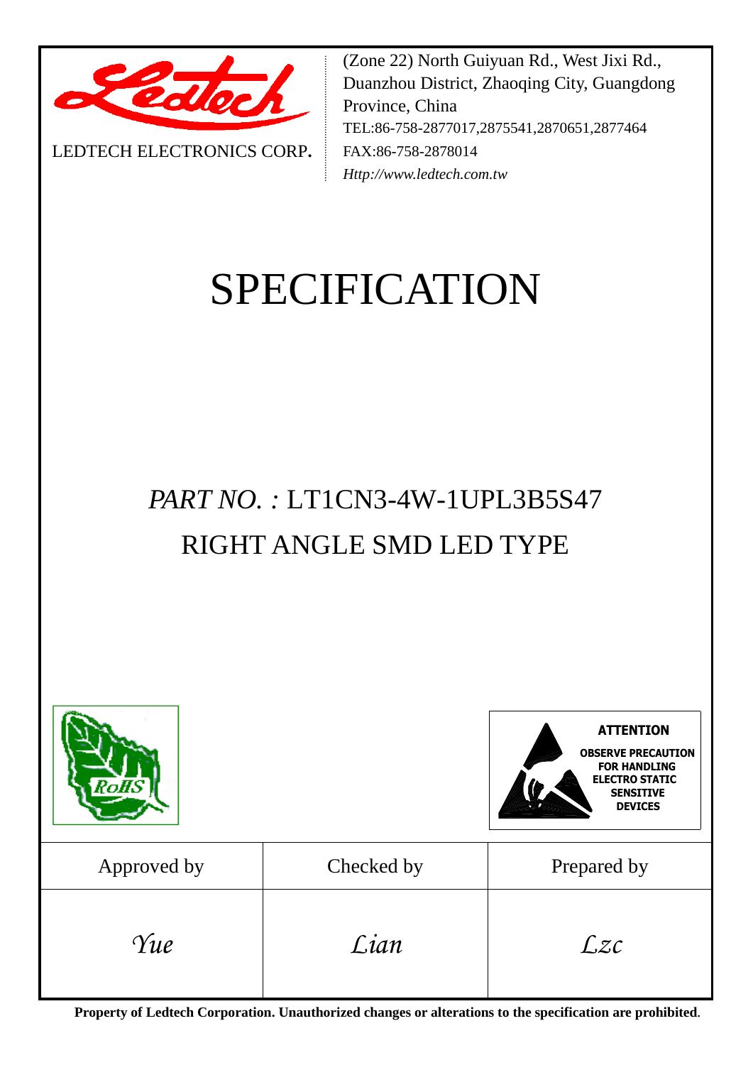LEDTECH ELECTRONICS CORP.

(Zone 22) North Guiyuan Rd., West Jixi Rd., Duanzhou District, Zhaoqing City, Guangdong Province, China
TEL:86-758-2877017,2875541,2870651,2877464
FAX:86-758-2878014
*Http://www.ledtech.com.tw*

# SPECIFICATION

## *PART NO. :* LT1CN3-4W-1UPL3B5S47
## RIGHT ANGLE SMD LED TYPE

RoHS

**ATTENTION**
**OBSERVE PRECAUTION FOR HANDLING ELECTRO STATIC SENSITIVE DEVICES**

| Approved by | Checked by | Prepared by |
|---|---|---|
| *Yue* | *Lian* | *Lzc* |

**Property of Ledtech Corporation. Unauthorized changes or alterations to the specification are prohibited.**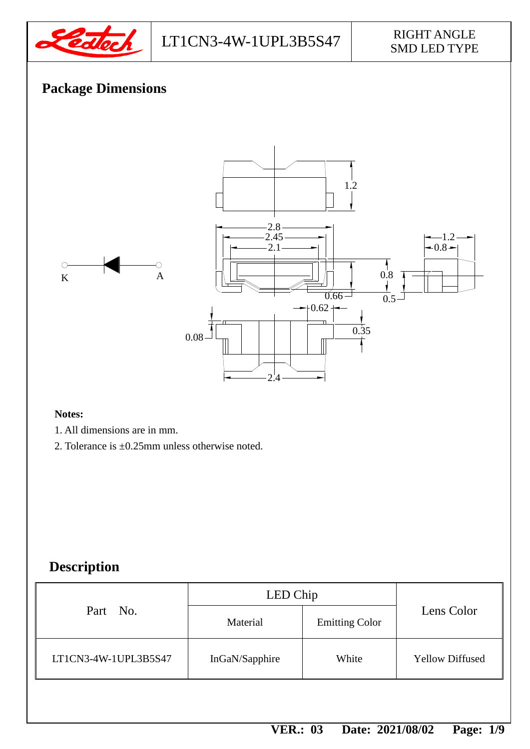## Package Dimensions

**Notes:**

1. All dimensions are in mm.
2. Tolerance is ±0.25mm unless otherwise noted.

## Description

| Part No. | LED Chip | | Lens Color |
|---|---|---|---|
| | Material | Emitting Color | |
| LT1CN3-4W-1UPL3B5S47 | InGaN/Sapphire | White | Yellow Diffused |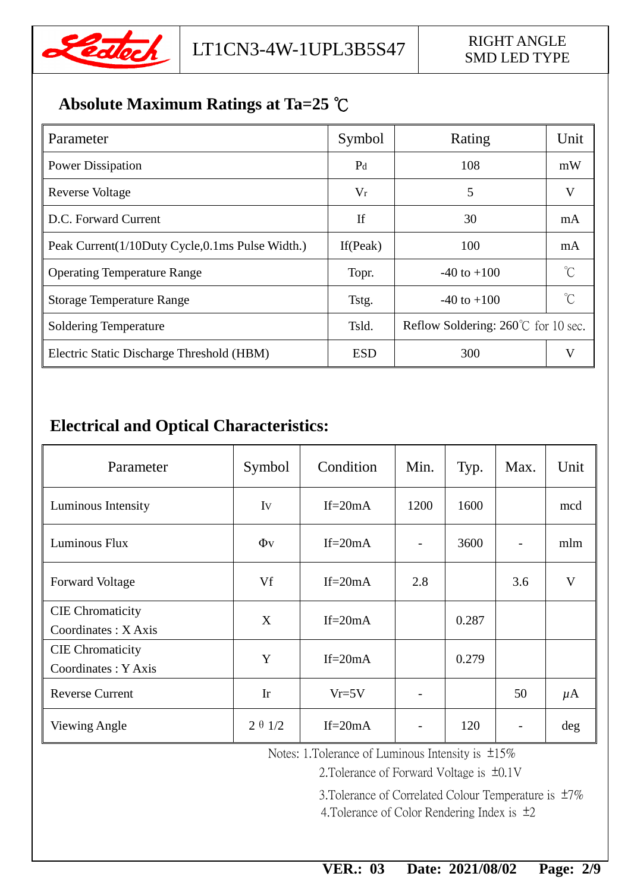## Absolute Maximum Ratings at Ta=25 ℃

| Parameter | Symbol | Rating | Unit |
|---|---|---|---|
| Power Dissipation | $P_d$ | 108 | mW |
| Reverse Voltage | $V_r$ | 5 | V |
| D.C. Forward Current | If | 30 | mA |
| Peak Current(1/10Duty Cycle,0.1ms Pulse Width.) | If(Peak) | 100 | mA |
| Operating Temperature Range | Topr. | -40 to +100 | ℃ |
| Storage Temperature Range | Tstg. | -40 to +100 | ℃ |
| Soldering Temperature | Tsld. | Reflow Soldering: 260℃ for 10 sec. | |
| Electric Static Discharge Threshold (HBM) | ESD | 300 | V |

## Electrical and Optical Characteristics:

| Parameter | Symbol | Condition | Min. | Typ. | Max. | Unit |
|---|---|---|---|---|---|---|
| Luminous Intensity | Iv | If=20mA | 1200 | 1600 | | mcd |
| Luminous Flux | Φv | If=20mA | - | 3600 | - | mlm |
| Forward Voltage | Vf | If=20mA | 2.8 | | 3.6 | V |
| CIE Chromaticity Coordinates : X Axis | X | If=20mA | | 0.287 | | |
| CIE Chromaticity Coordinates : Y Axis | Y | If=20mA | | 0.279 | | |
| Reverse Current | Ir | Vr=5V | - | | 50 | μA |
| Viewing Angle | 2θ1/2 | If=20mA | - | 120 | - | deg |

Notes: 1.Tolerance of Luminous Intensity is ±15%

2.Tolerance of Forward Voltage is ±0.1V

3.Tolerance of Correlated Colour Temperature is ±7%

4.Tolerance of Color Rendering Index is ±2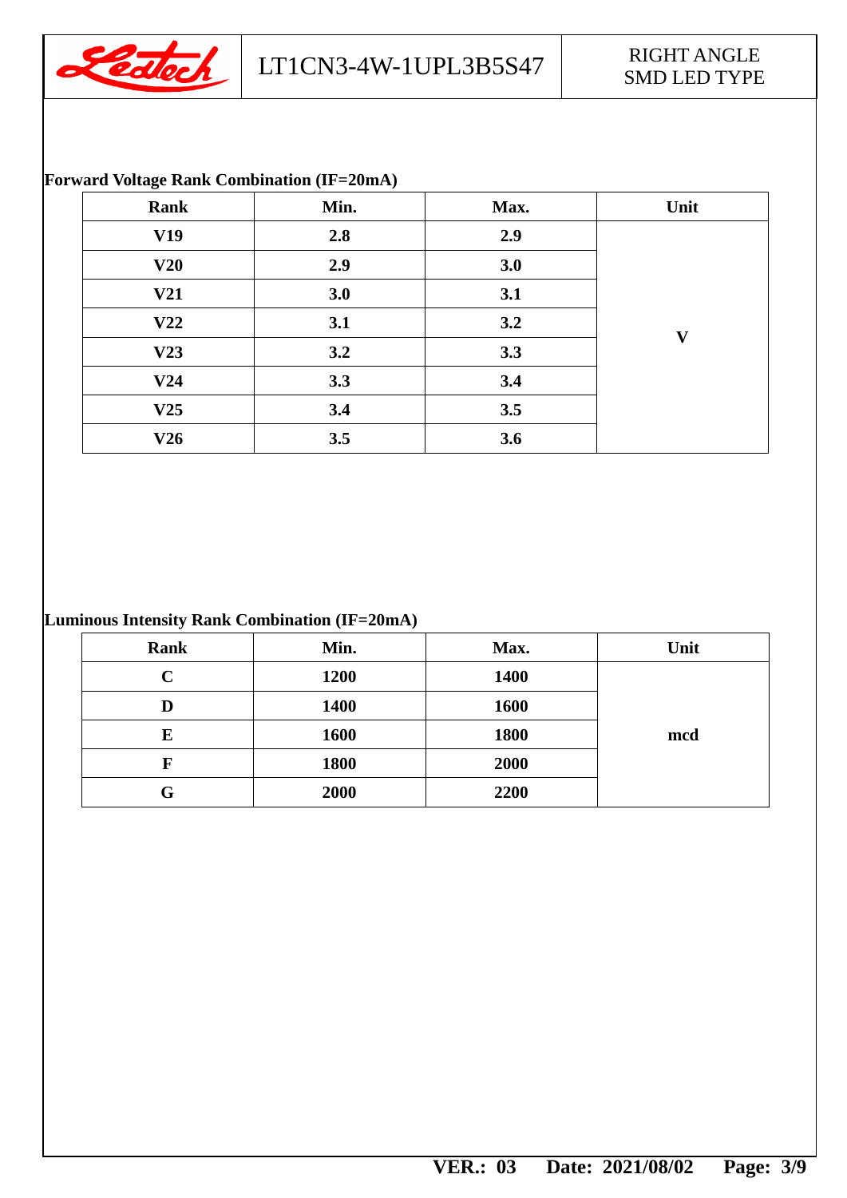**Forward Voltage Rank Combination (IF=20mA)**

| Rank | Min. | Max. | Unit |
|---|---|---|---|
| V19 | 2.8 | 2.9 | V |
| V20 | 2.9 | 3.0 | |
| V21 | 3.0 | 3.1 | |
| V22 | 3.1 | 3.2 | |
| V23 | 3.2 | 3.3 | |
| V24 | 3.3 | 3.4 | |
| V25 | 3.4 | 3.5 | |
| V26 | 3.5 | 3.6 | |

**Luminous Intensity Rank Combination (IF=20mA)**

| Rank | Min. | Max. | Unit |
|---|---|---|---|
| C | 1200 | 1400 | mcd |
| D | 1400 | 1600 | |
| E | 1600 | 1800 | |
| F | 1800 | 2000 | |
| G | 2000 | 2200 | |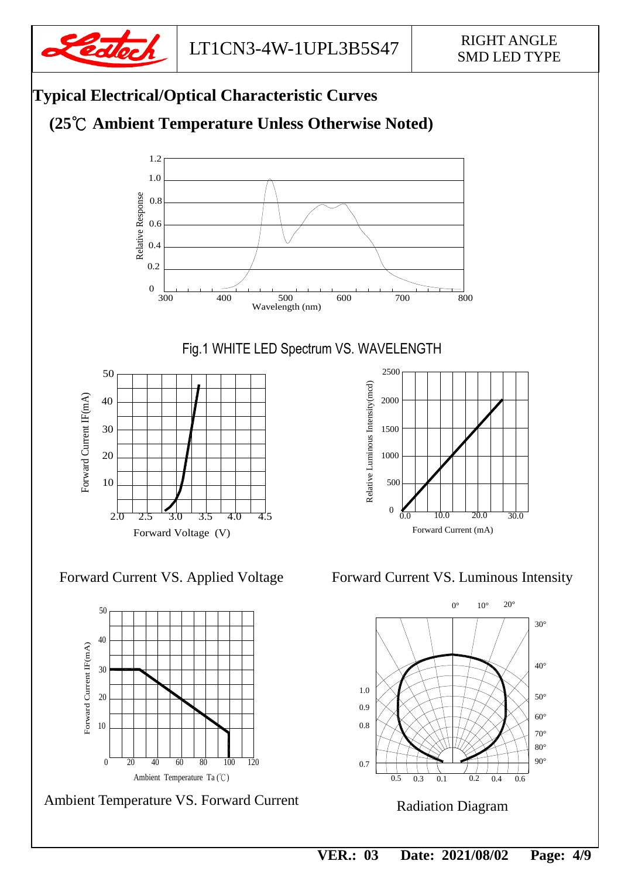## Typical Electrical/Optical Characteristic Curves

### (25℃ Ambient Temperature Unless Otherwise Noted)

Fig.1 WHITE LED Spectrum VS. WAVELENGTH

Forward Current VS. Applied Voltage

Forward Current VS. Luminous Intensity

Ambient Temperature VS. Forward Current

Radiation Diagram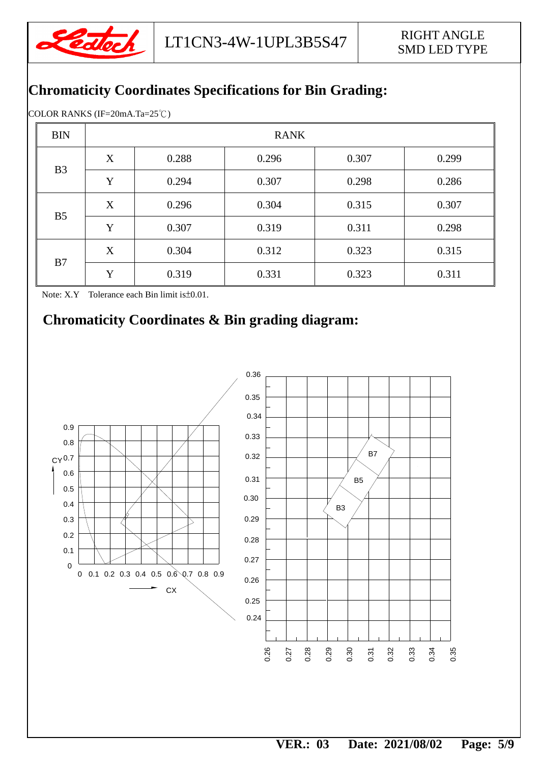## Chromaticity Coordinates Specifications for Bin Grading:

COLOR RANKS (IF=20mA.Ta=25℃)

| BIN | RANK | | | | |
|---|---|---|---|---|---|
| B3 | X | 0.288 | 0.296 | 0.307 | 0.299 |
| | Y | 0.294 | 0.307 | 0.298 | 0.286 |
| B5 | X | 0.296 | 0.304 | 0.315 | 0.307 |
| | Y | 0.307 | 0.319 | 0.311 | 0.298 |
| B7 | X | 0.304 | 0.312 | 0.323 | 0.315 |
| | Y | 0.319 | 0.331 | 0.323 | 0.311 |

Note: X.Y Tolerance each Bin limit is±0.01.

## Chromaticity Coordinates & Bin grading diagram: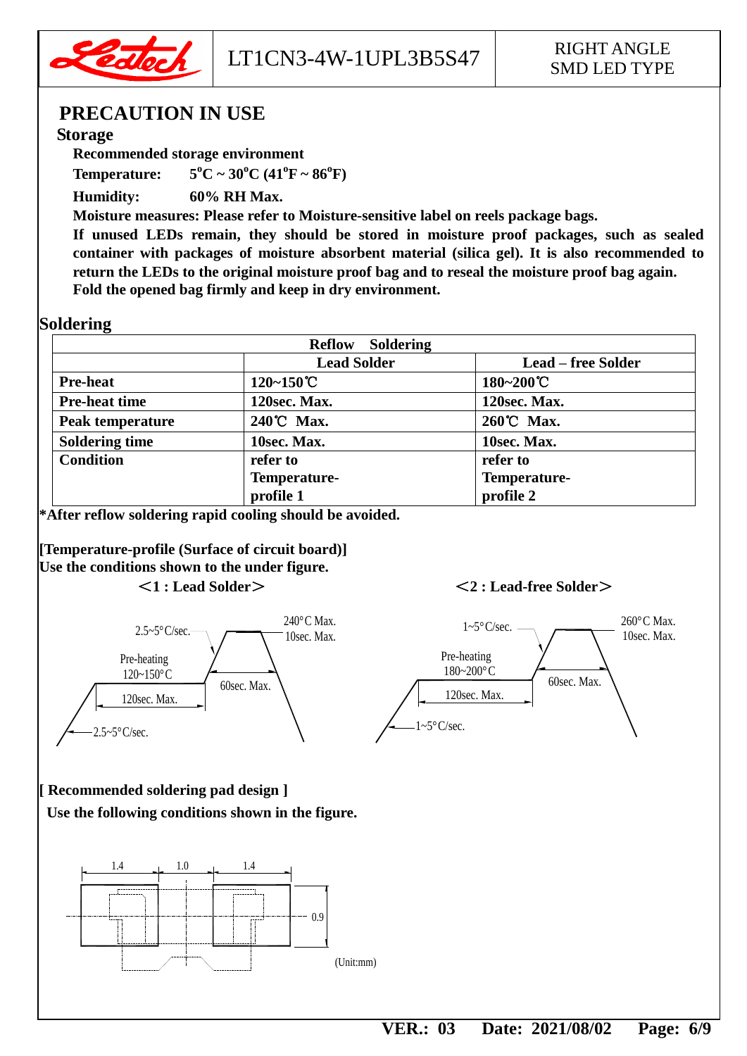## PRECAUTION IN USE

### Storage

**Recommended storage environment**

**Temperature:** **5°C ~ 30°C (41°F ~ 86°F)**

**Humidity:** **60% RH Max.**

**Moisture measures: Please refer to Moisture-sensitive label on reels package bags.**

**If unused LEDs remain, they should be stored in moisture proof packages, such as sealed container with packages of moisture absorbent material (silica gel). It is also recommended to return the LEDs to the original moisture proof bag and to reseal the moisture proof bag again. Fold the opened bag firmly and keep in dry environment.**

### Soldering

| Reflow Soldering | | |
|---|---|---|
| | **Lead Solder** | **Lead – free Solder** |
| **Pre-heat** | **120~150℃** | **180~200℃** |
| **Pre-heat time** | **120sec. Max.** | **120sec. Max.** |
| **Peak temperature** | **240℃ Max.** | **260℃ Max.** |
| **Soldering time** | **10sec. Max.** | **10sec. Max.** |
| **Condition** | **refer to Temperature-profile 1** | **refer to Temperature-profile 2** |

**\*After reflow soldering rapid cooling should be avoided.**

**[Temperature-profile (Surface of circuit board)]**
**Use the conditions shown to the under figure.**

**<1 : Lead Solder>**

2.5~5°C/sec. — 240°C Max. 10sec. Max.
Pre-heating 120~150°C — 60sec. Max.
120sec. Max.
2.5~5°C/sec.

**<2 : Lead-free Solder>**

1~5°C/sec. — 260°C Max. 10sec. Max.
Pre-heating 180~200°C — 60sec. Max.
120sec. Max.
1~5°C/sec.

**[ Recommended soldering pad design ]**
**Use the following conditions shown in the figure.**

1.4 — 1.0 — 1.4 — 0.9

(Unit:mm)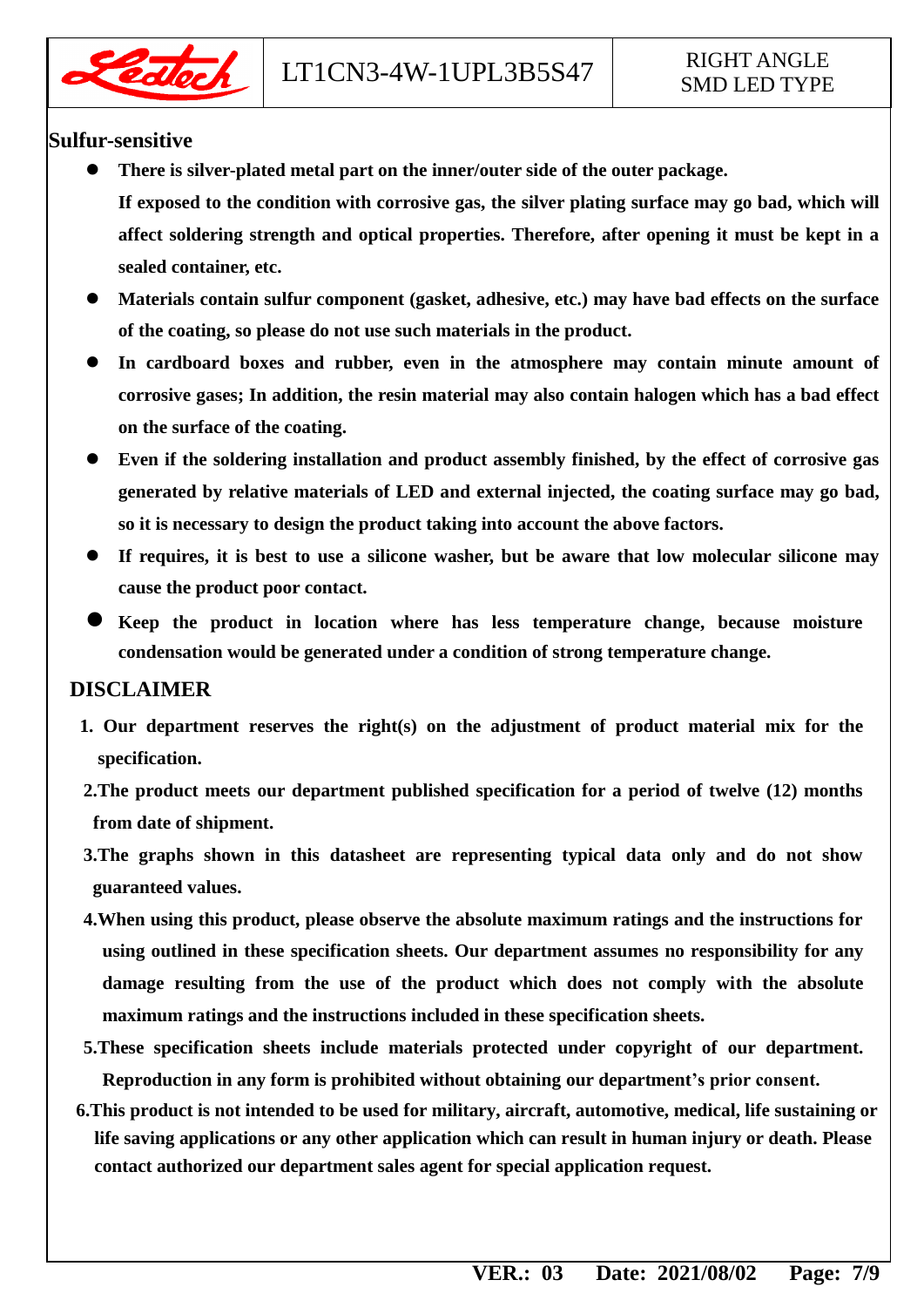## Sulfur-sensitive

- **There is silver-plated metal part on the inner/outer side of the outer package. If exposed to the condition with corrosive gas, the silver plating surface may go bad, which will affect soldering strength and optical properties. Therefore, after opening it must be kept in a sealed container, etc.**
- **Materials contain sulfur component (gasket, adhesive, etc.) may have bad effects on the surface of the coating, so please do not use such materials in the product.**
- **In cardboard boxes and rubber, even in the atmosphere may contain minute amount of corrosive gases; In addition, the resin material may also contain halogen which has a bad effect on the surface of the coating.**
- **Even if the soldering installation and product assembly finished, by the effect of corrosive gas generated by relative materials of LED and external injected, the coating surface may go bad, so it is necessary to design the product taking into account the above factors.**
- **If requires, it is best to use a silicone washer, but be aware that low molecular silicone may cause the product poor contact.**
- **Keep the product in location where has less temperature change, because moisture condensation would be generated under a condition of strong temperature change.**

## DISCLAIMER

1. **Our department reserves the right(s) on the adjustment of product material mix for the specification.**
2. **The product meets our department published specification for a period of twelve (12) months from date of shipment.**
3. **The graphs shown in this datasheet are representing typical data only and do not show guaranteed values.**
4. **When using this product, please observe the absolute maximum ratings and the instructions for using outlined in these specification sheets. Our department assumes no responsibility for any damage resulting from the use of the product which does not comply with the absolute maximum ratings and the instructions included in these specification sheets.**
5. **These specification sheets include materials protected under copyright of our department. Reproduction in any form is prohibited without obtaining our department's prior consent.**
6. **This product is not intended to be used for military, aircraft, automotive, medical, life sustaining or life saving applications or any other application which can result in human injury or death. Please contact authorized our department sales agent for special application request.**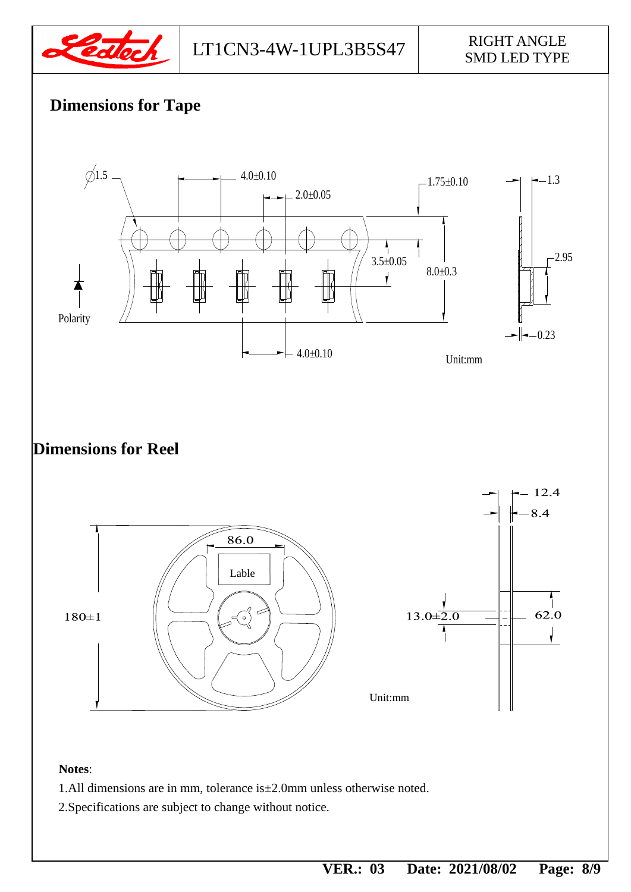## Dimensions for Tape

∅1.5

4.0±0.10

2.0±0.05

1.75±0.10

1.3

3.5±0.05

8.0±0.3

2.95

Polarity

0.23

4.0±0.10

Unit:mm

## Dimensions for Reel

12.4

8.4

86.0

Lable

180±1

13.0±2.0

62.0

Unit:mm

**Notes**:

1.All dimensions are in mm, tolerance is±2.0mm unless otherwise noted.

2.Specifications are subject to change without notice.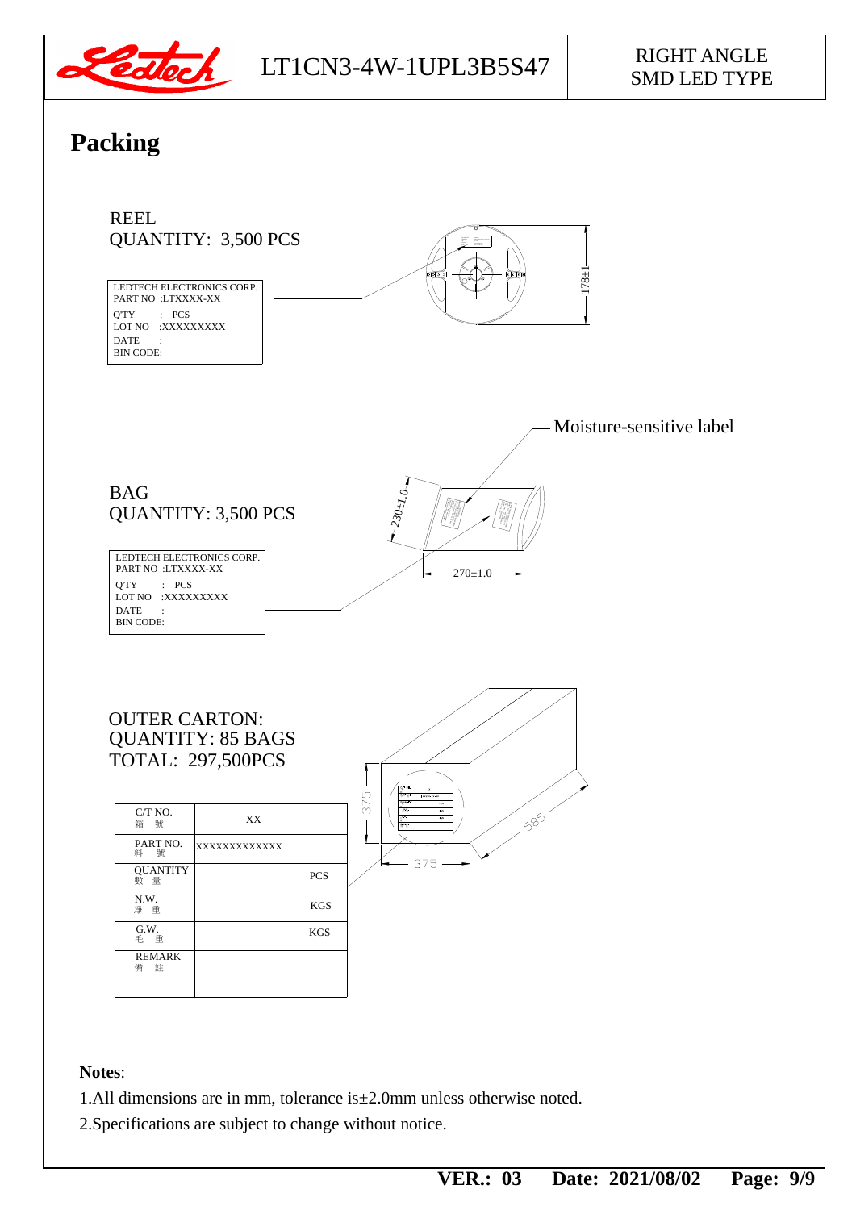## Packing

REEL
QUANTITY: 3,500 PCS

LEDTECH ELECTRONICS CORP.
PART NO :LTXXXX-XX
Q'TY : PCS
LOT NO :XXXXXXXXX
DATE :
BIN CODE:

178±1

Moisture-sensitive label

BAG
QUANTITY: 3,500 PCS

LEDTECH ELECTRONICS CORP.
PART NO :LTXXXX-XX
Q'TY : PCS
LOT NO :XXXXXXXXX
DATE :
BIN CODE:

230±1.0

270±1.0

OUTER CARTON:
QUANTITY: 85 BAGS
TOTAL: 297,500PCS

| | | |
|---|---|---|
| C/T NO. 箱 號 | XX | |
| PART NO. 料 號 | XXXXXXXXXXXXX | |
| QUANTITY 數 量 | | PCS |
| N.W. 淨 重 | | KGS |
| G.W. 毛 重 | | KGS |
| REMARK 備 註 | | |

375

375

585

**Notes**:

1.All dimensions are in mm, tolerance is±2.0mm unless otherwise noted.

2.Specifications are subject to change without notice.